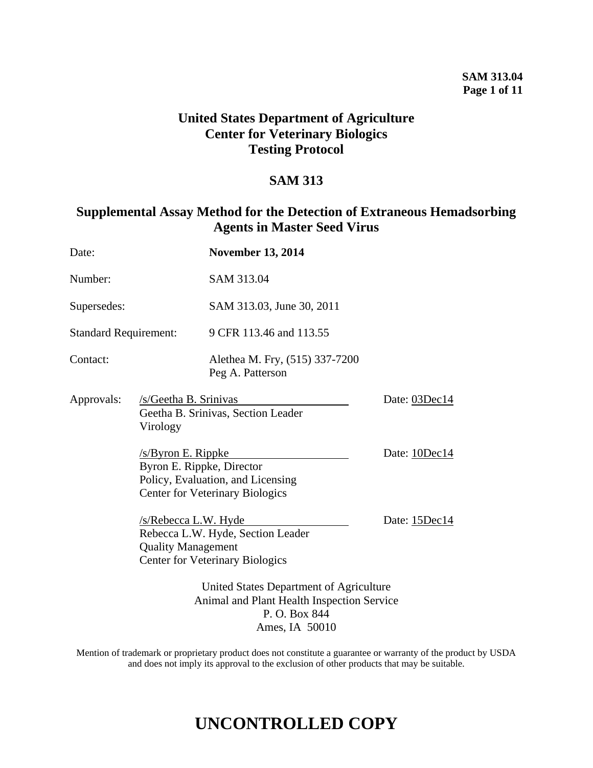# United States Department of Agriculture
# Center for Veterinary Biologics
# Testing Protocol

## SAM 313

## Supplemental Assay Method for the Detection of Extraneous Hemadsorbing Agents in Master Seed Virus

| | |
|---|---|
| Date: | **November 13, 2014** |
| Number: | SAM 313.04 |
| Supersedes: | SAM 313.03, June 30, 2011 |
| Standard Requirement: | 9 CFR 113.46 and 113.55 |
| Contact: | Alethea M. Fry, (515) 337-7200<br>Peg A. Patterson |

Approvals:

/s/Geetha B. Srinivas — Date: 03Dec14
Geetha B. Srinivas, Section Leader
Virology

/s/Byron E. Rippke — Date: 10Dec14
Byron E. Rippke, Director
Policy, Evaluation, and Licensing
Center for Veterinary Biologics

/s/Rebecca L.W. Hyde — Date: 15Dec14
Rebecca L.W. Hyde, Section Leader
Quality Management
Center for Veterinary Biologics

United States Department of Agriculture
Animal and Plant Health Inspection Service
P. O. Box 844
Ames, IA 50010

Mention of trademark or proprietary product does not constitute a guarantee or warranty of the product by USDA and does not imply its approval to the exclusion of other products that may be suitable.

# UNCONTROLLED COPY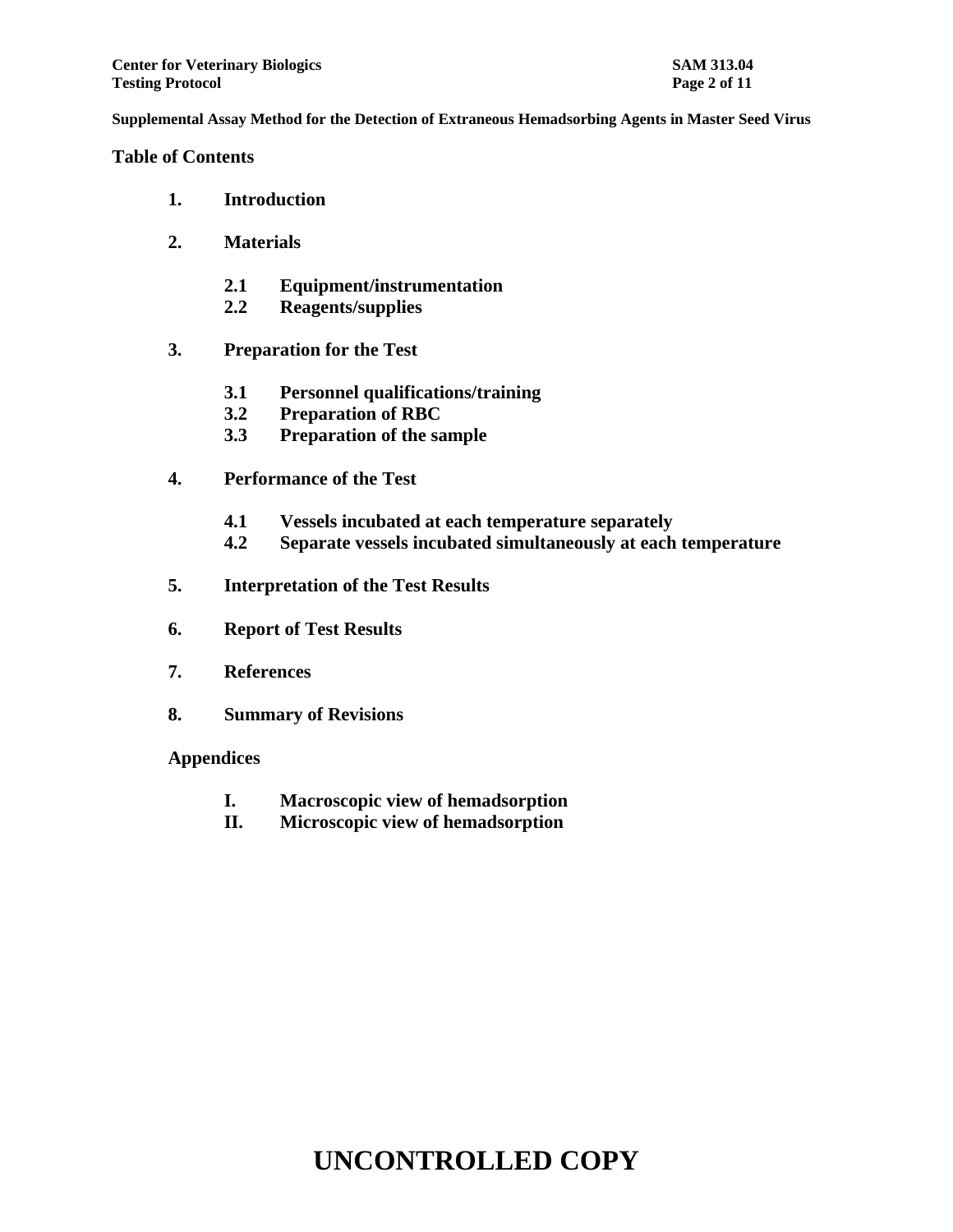**Supplemental Assay Method for the Detection of Extraneous Hemadsorbing Agents in Master Seed Virus**

## Table of Contents

1. **Introduction**
2. **Materials**
   - 2.1 **Equipment/instrumentation**
   - 2.2 **Reagents/supplies**
3. **Preparation for the Test**
   - 3.1 **Personnel qualifications/training**
   - 3.2 **Preparation of RBC**
   - 3.3 **Preparation of the sample**
4. **Performance of the Test**
   - 4.1 **Vessels incubated at each temperature separately**
   - 4.2 **Separate vessels incubated simultaneously at each temperature**
5. **Interpretation of the Test Results**
6. **Report of Test Results**
7. **References**
8. **Summary of Revisions**

**Appendices**

- I. **Macroscopic view of hemadsorption**
- II. **Microscopic view of hemadsorption**

# UNCONTROLLED COPY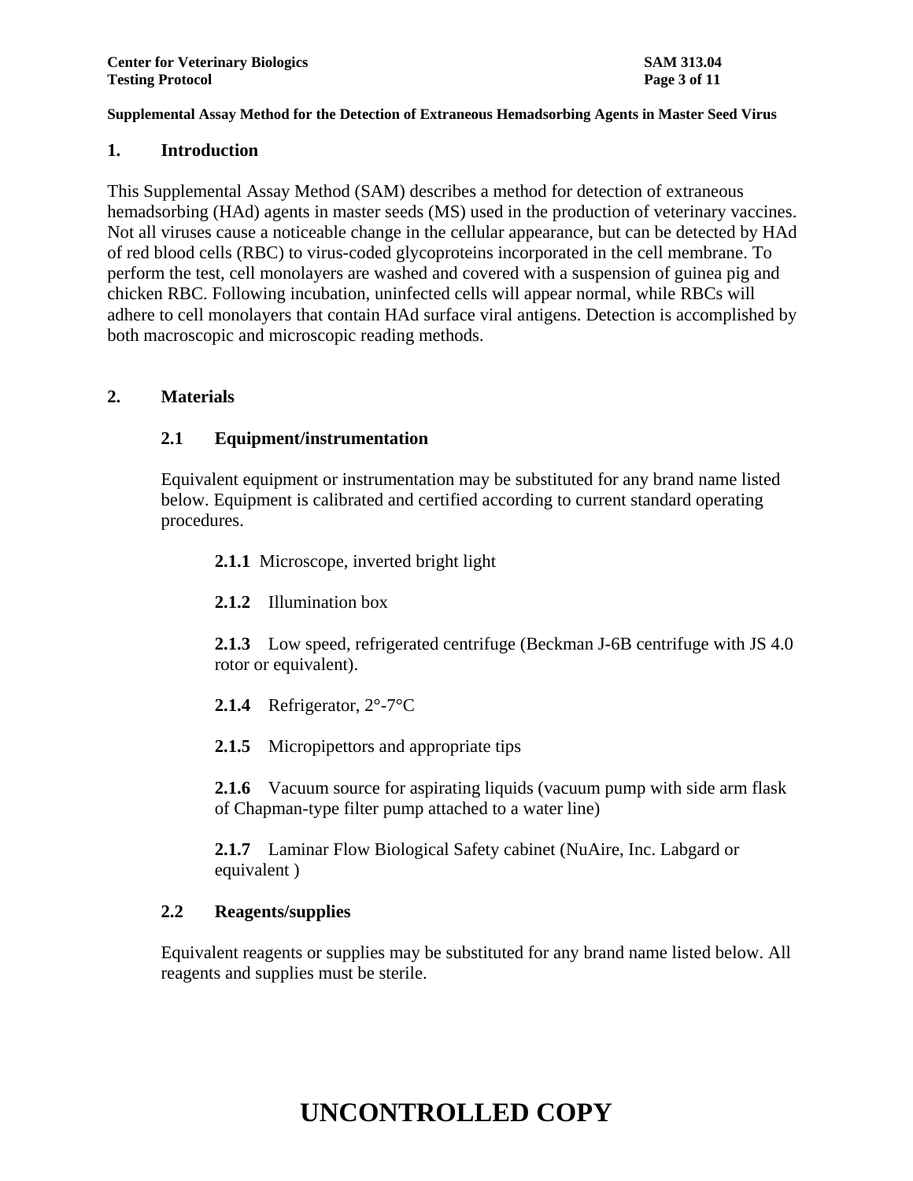## 1. Introduction

This Supplemental Assay Method (SAM) describes a method for detection of extraneous hemadsorbing (HAd) agents in master seeds (MS) used in the production of veterinary vaccines. Not all viruses cause a noticeable change in the cellular appearance, but can be detected by HAd of red blood cells (RBC) to virus-coded glycoproteins incorporated in the cell membrane. To perform the test, cell monolayers are washed and covered with a suspension of guinea pig and chicken RBC. Following incubation, uninfected cells will appear normal, while RBCs will adhere to cell monolayers that contain HAd surface viral antigens. Detection is accomplished by both macroscopic and microscopic reading methods.

## 2. Materials

### 2.1 Equipment/instrumentation

Equivalent equipment or instrumentation may be substituted for any brand name listed below. Equipment is calibrated and certified according to current standard operating procedures.

**2.1.1** Microscope, inverted bright light

**2.1.2** Illumination box

**2.1.3** Low speed, refrigerated centrifuge (Beckman J-6B centrifuge with JS 4.0 rotor or equivalent).

**2.1.4** Refrigerator, 2°-7°C

**2.1.5** Micropipettors and appropriate tips

**2.1.6** Vacuum source for aspirating liquids (vacuum pump with side arm flask of Chapman-type filter pump attached to a water line)

**2.1.7** Laminar Flow Biological Safety cabinet (NuAire, Inc. Labgard or equivalent )

### 2.2 Reagents/supplies

Equivalent reagents or supplies may be substituted for any brand name listed below. All reagents and supplies must be sterile.

**UNCONTROLLED COPY**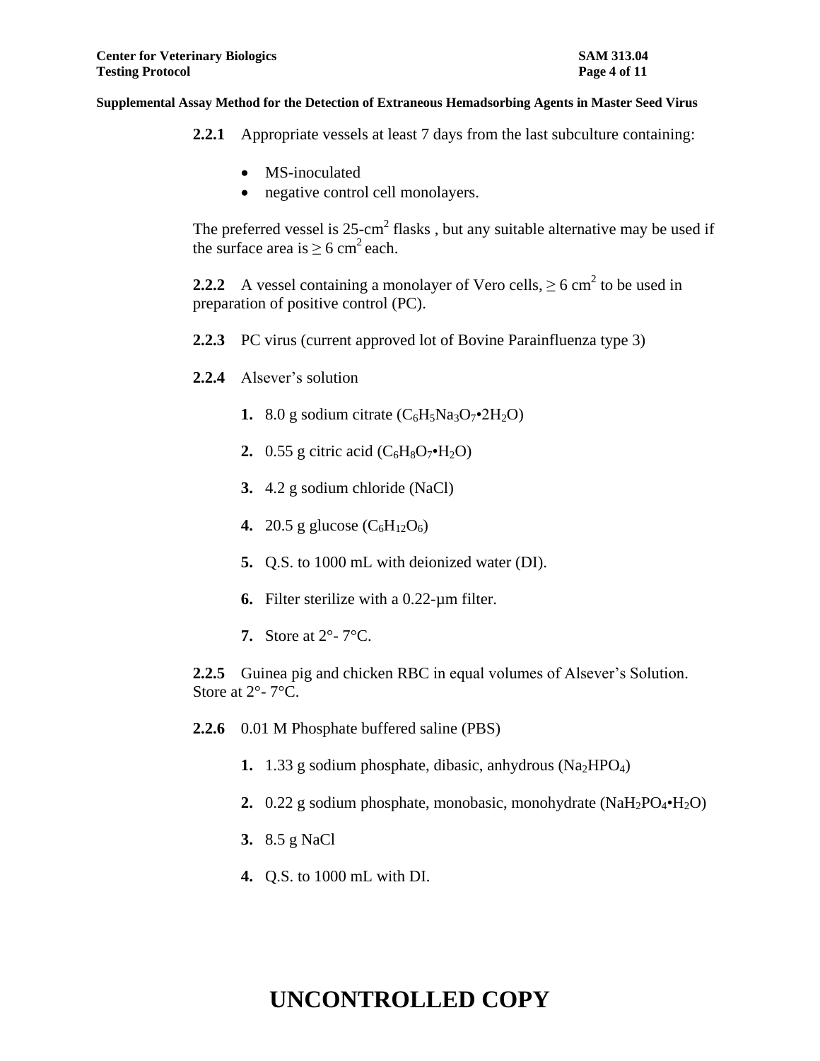**2.2.1** Appropriate vessels at least 7 days from the last subculture containing:

- MS-inoculated
- negative control cell monolayers.

The preferred vessel is 25-$cm^2$ flasks , but any suitable alternative may be used if the surface area is ≥ 6 $cm^2$ each.

**2.2.2** A vessel containing a monolayer of Vero cells, ≥ 6 $cm^2$ to be used in preparation of positive control (PC).

**2.2.3** PC virus (current approved lot of Bovine Parainfluenza type 3)

**2.2.4** Alsever's solution

1. 8.0 g sodium citrate ($C_6H_5Na_3O_7{\bullet}2H_2O$)
2. 0.55 g citric acid ($C_6H_8O_7{\bullet}H_2O$)
3. 4.2 g sodium chloride ($NaCl$)
4. 20.5 g glucose ($C_6H_{12}O_6$)
5. Q.S. to 1000 mL with deionized water (DI).
6. Filter sterilize with a 0.22-µm filter.
7. Store at 2°- 7°C.

**2.2.5** Guinea pig and chicken RBC in equal volumes of Alsever's Solution. Store at 2°- 7°C.

**2.2.6** 0.01 M Phosphate buffered saline (PBS)

1. 1.33 g sodium phosphate, dibasic, anhydrous ($Na_2HPO_4$)
2. 0.22 g sodium phosphate, monobasic, monohydrate ($NaH_2PO_4{\bullet}H_2O$)
3. 8.5 g NaCl
4. Q.S. to 1000 mL with DI.

**UNCONTROLLED COPY**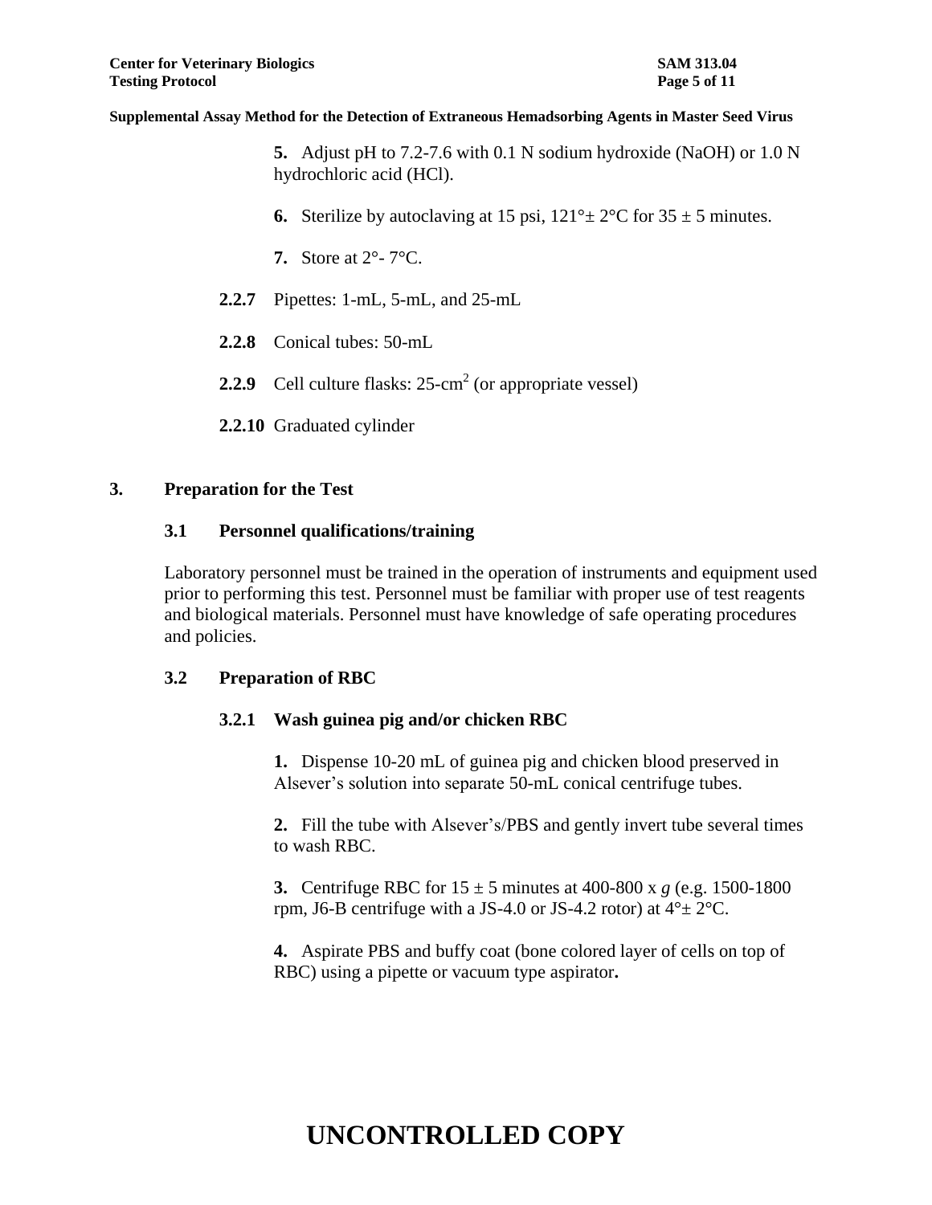**5.** Adjust pH to 7.2-7.6 with 0.1 N sodium hydroxide (NaOH) or 1.0 N hydrochloric acid (HCl).

**6.** Sterilize by autoclaving at 15 psi, 121°± 2°C for 35 ± 5 minutes.

**7.** Store at 2°- 7°C.

**2.2.7** Pipettes: 1-mL, 5-mL, and 25-mL

**2.2.8** Conical tubes: 50-mL

**2.2.9** Cell culture flasks: 25-cm$^2$ (or appropriate vessel)

**2.2.10** Graduated cylinder

## 3. Preparation for the Test

### 3.1 Personnel qualifications/training

Laboratory personnel must be trained in the operation of instruments and equipment used prior to performing this test. Personnel must be familiar with proper use of test reagents and biological materials. Personnel must have knowledge of safe operating procedures and policies.

### 3.2 Preparation of RBC

#### 3.2.1 Wash guinea pig and/or chicken RBC

**1.** Dispense 10-20 mL of guinea pig and chicken blood preserved in Alsever's solution into separate 50-mL conical centrifuge tubes.

**2.** Fill the tube with Alsever's/PBS and gently invert tube several times to wash RBC.

**3.** Centrifuge RBC for 15 ± 5 minutes at 400-800 x *g* (e.g. 1500-1800 rpm, J6-B centrifuge with a JS-4.0 or JS-4.2 rotor) at 4°± 2°C.

**4.** Aspirate PBS and buffy coat (bone colored layer of cells on top of RBC) using a pipette or vacuum type aspirator**.**

**UNCONTROLLED COPY**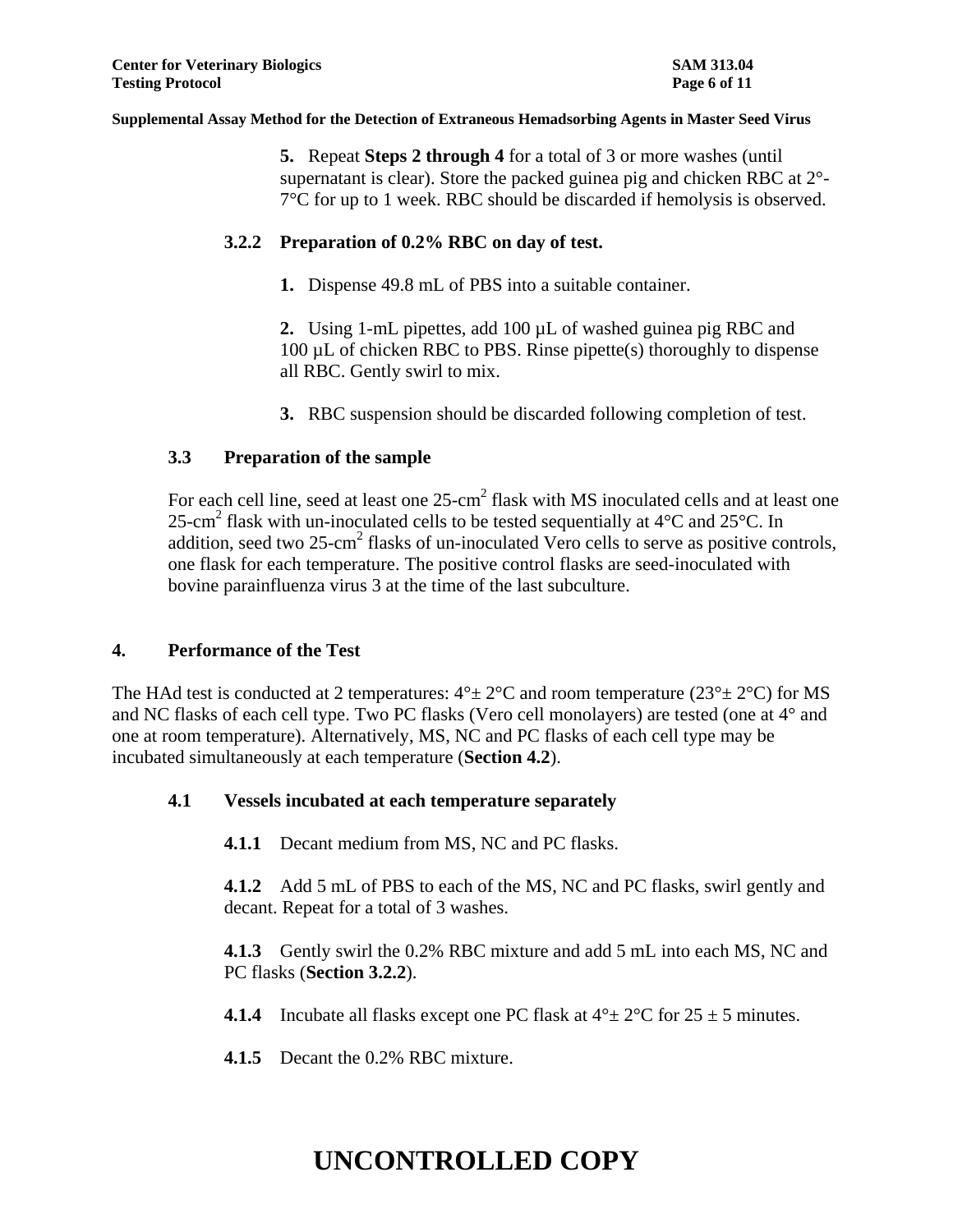**5.** Repeat **Steps 2 through 4** for a total of 3 or more washes (until supernatant is clear). Store the packed guinea pig and chicken RBC at 2°-7°C for up to 1 week. RBC should be discarded if hemolysis is observed.

#### 3.2.2 Preparation of 0.2% RBC on day of test.

**1.** Dispense 49.8 mL of PBS into a suitable container.

**2.** Using 1-mL pipettes, add 100 µL of washed guinea pig RBC and 100 µL of chicken RBC to PBS. Rinse pipette(s) thoroughly to dispense all RBC. Gently swirl to mix.

**3.** RBC suspension should be discarded following completion of test.

### 3.3 Preparation of the sample

For each cell line, seed at least one 25-$cm^2$ flask with MS inoculated cells and at least one 25-$cm^2$ flask with un-inoculated cells to be tested sequentially at 4°C and 25°C. In addition, seed two 25-$cm^2$ flasks of un-inoculated Vero cells to serve as positive controls, one flask for each temperature. The positive control flasks are seed-inoculated with bovine parainfluenza virus 3 at the time of the last subculture.

## 4. Performance of the Test

The HAd test is conducted at 2 temperatures: 4°± 2°C and room temperature (23°± 2°C) for MS and NC flasks of each cell type. Two PC flasks (Vero cell monolayers) are tested (one at 4° and one at room temperature). Alternatively, MS, NC and PC flasks of each cell type may be incubated simultaneously at each temperature (**Section 4.2**).

### 4.1 Vessels incubated at each temperature separately

**4.1.1** Decant medium from MS, NC and PC flasks.

**4.1.2** Add 5 mL of PBS to each of the MS, NC and PC flasks, swirl gently and decant. Repeat for a total of 3 washes.

**4.1.3** Gently swirl the 0.2% RBC mixture and add 5 mL into each MS, NC and PC flasks (**Section 3.2.2**).

**4.1.4** Incubate all flasks except one PC flask at 4°± 2°C for 25 ± 5 minutes.

**4.1.5** Decant the 0.2% RBC mixture.

# UNCONTROLLED COPY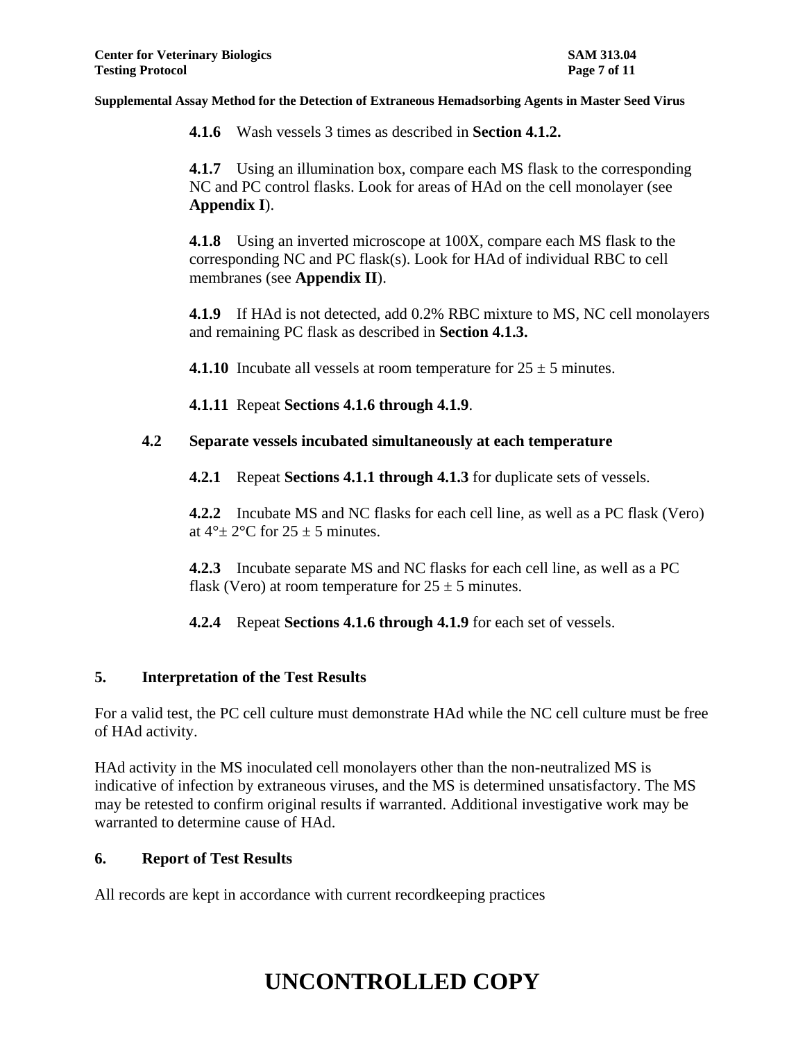**4.1.6** Wash vessels 3 times as described in **Section 4.1.2.**

**4.1.7** Using an illumination box, compare each MS flask to the corresponding NC and PC control flasks. Look for areas of HAd on the cell monolayer (see **Appendix I**).

**4.1.8** Using an inverted microscope at 100X, compare each MS flask to the corresponding NC and PC flask(s). Look for HAd of individual RBC to cell membranes (see **Appendix II**).

**4.1.9** If HAd is not detected, add 0.2% RBC mixture to MS, NC cell monolayers and remaining PC flask as described in **Section 4.1.3.**

**4.1.10** Incubate all vessels at room temperature for 25 ± 5 minutes.

**4.1.11** Repeat **Sections 4.1.6 through 4.1.9**.

**4.2 Separate vessels incubated simultaneously at each temperature**

**4.2.1** Repeat **Sections 4.1.1 through 4.1.3** for duplicate sets of vessels.

**4.2.2** Incubate MS and NC flasks for each cell line, as well as a PC flask (Vero) at 4°± 2°C for 25 ± 5 minutes.

**4.2.3** Incubate separate MS and NC flasks for each cell line, as well as a PC flask (Vero) at room temperature for 25 ± 5 minutes.

**4.2.4** Repeat **Sections 4.1.6 through 4.1.9** for each set of vessels.

## 5. Interpretation of the Test Results

For a valid test, the PC cell culture must demonstrate HAd while the NC cell culture must be free of HAd activity.

HAd activity in the MS inoculated cell monolayers other than the non-neutralized MS is indicative of infection by extraneous viruses, and the MS is determined unsatisfactory. The MS may be retested to confirm original results if warranted. Additional investigative work may be warranted to determine cause of HAd.

## 6. Report of Test Results

All records are kept in accordance with current recordkeeping practices

**UNCONTROLLED COPY**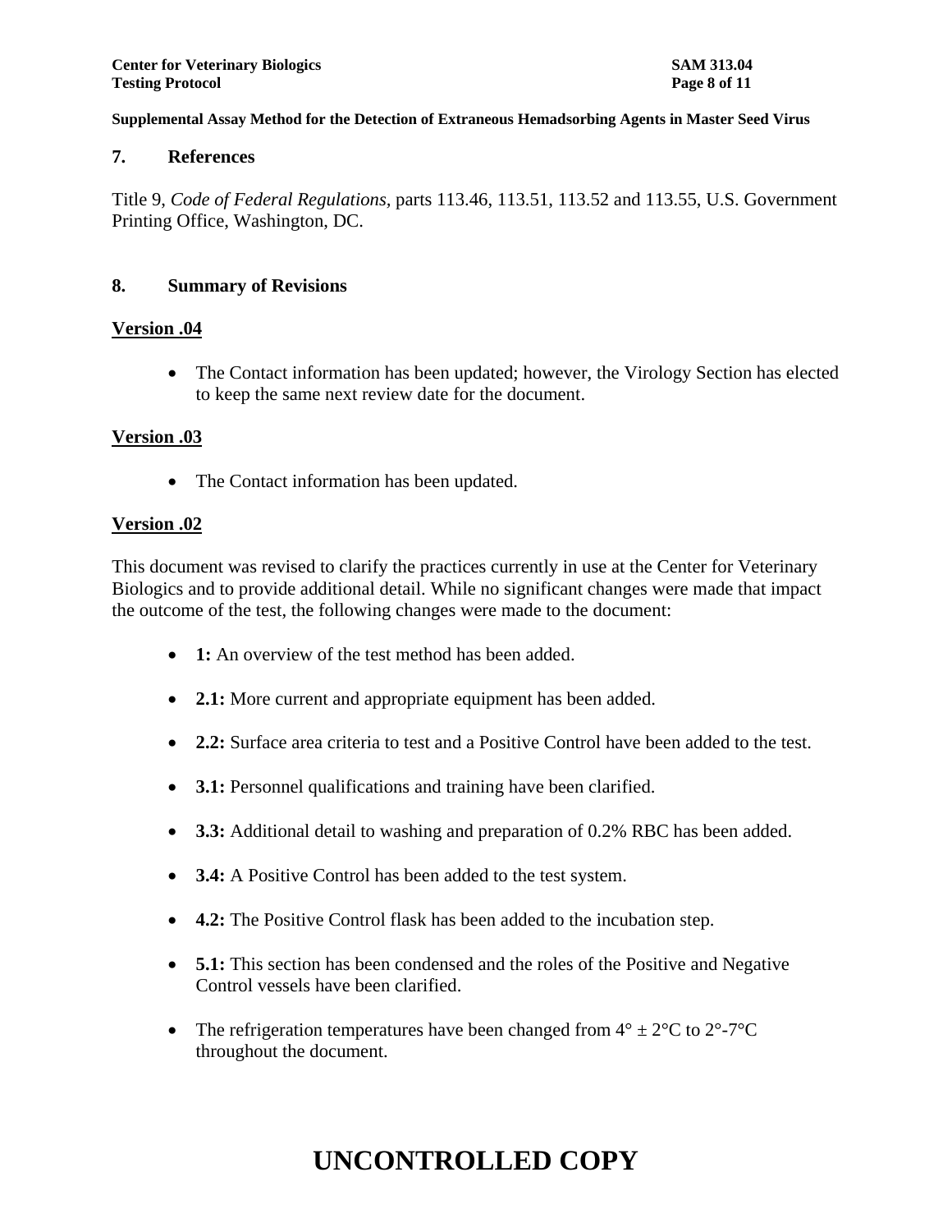## 7. References

Title 9, *Code of Federal Regulations*, parts 113.46, 113.51, 113.52 and 113.55, U.S. Government Printing Office, Washington, DC.

## 8. Summary of Revisions

**Version .04**

- The Contact information has been updated; however, the Virology Section has elected to keep the same next review date for the document.

**Version .03**

- The Contact information has been updated.

**Version .02**

This document was revised to clarify the practices currently in use at the Center for Veterinary Biologics and to provide additional detail. While no significant changes were made that impact the outcome of the test, the following changes were made to the document:

- **1:** An overview of the test method has been added.
- **2.1:** More current and appropriate equipment has been added.
- **2.2:** Surface area criteria to test and a Positive Control have been added to the test.
- **3.1:** Personnel qualifications and training have been clarified.
- **3.3:** Additional detail to washing and preparation of 0.2% RBC has been added.
- **3.4:** A Positive Control has been added to the test system.
- **4.2:** The Positive Control flask has been added to the incubation step.
- **5.1:** This section has been condensed and the roles of the Positive and Negative Control vessels have been clarified.
- The refrigeration temperatures have been changed from 4° ± 2°C to 2°-7°C throughout the document.

**UNCONTROLLED COPY**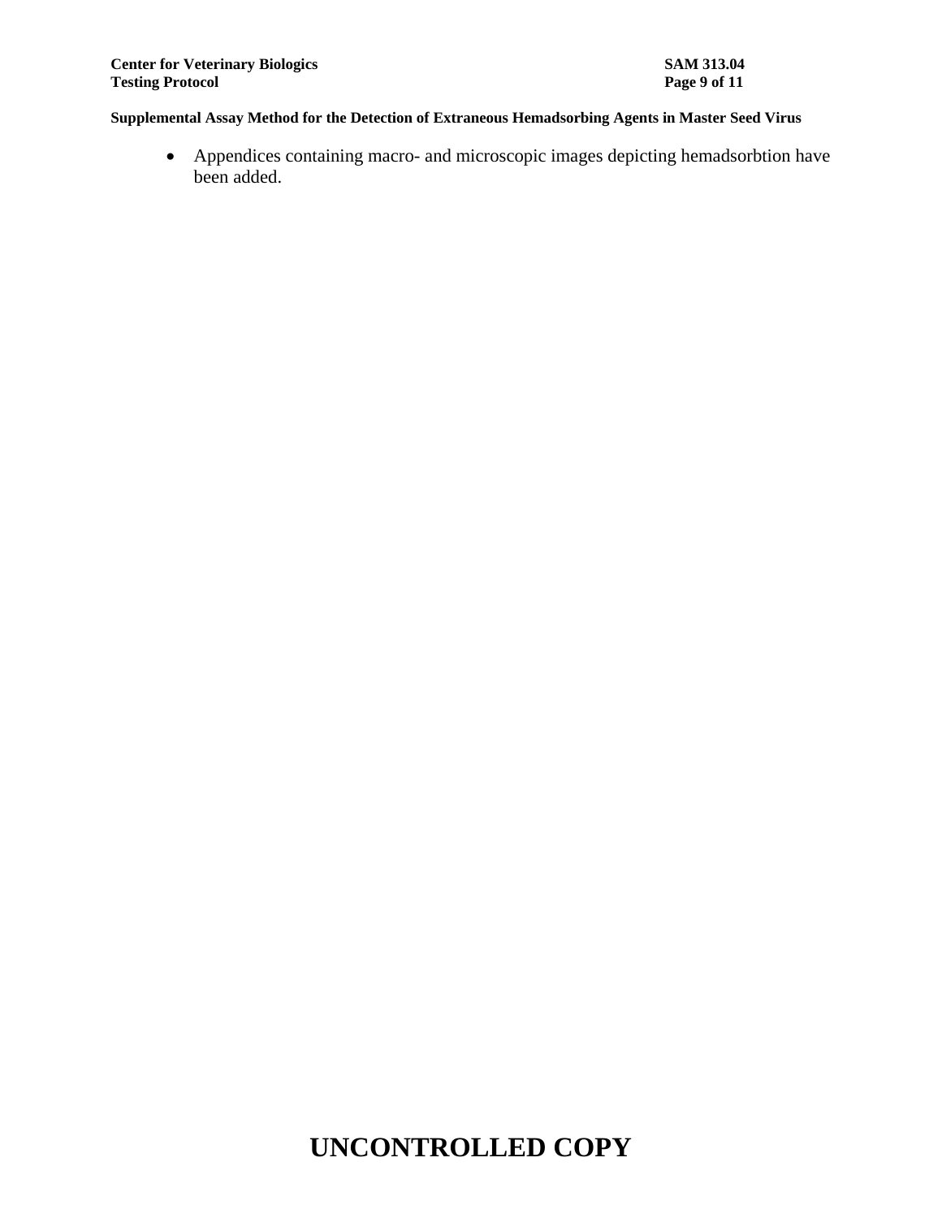- Appendices containing macro- and microscopic images depicting hemadsorbtion have been added.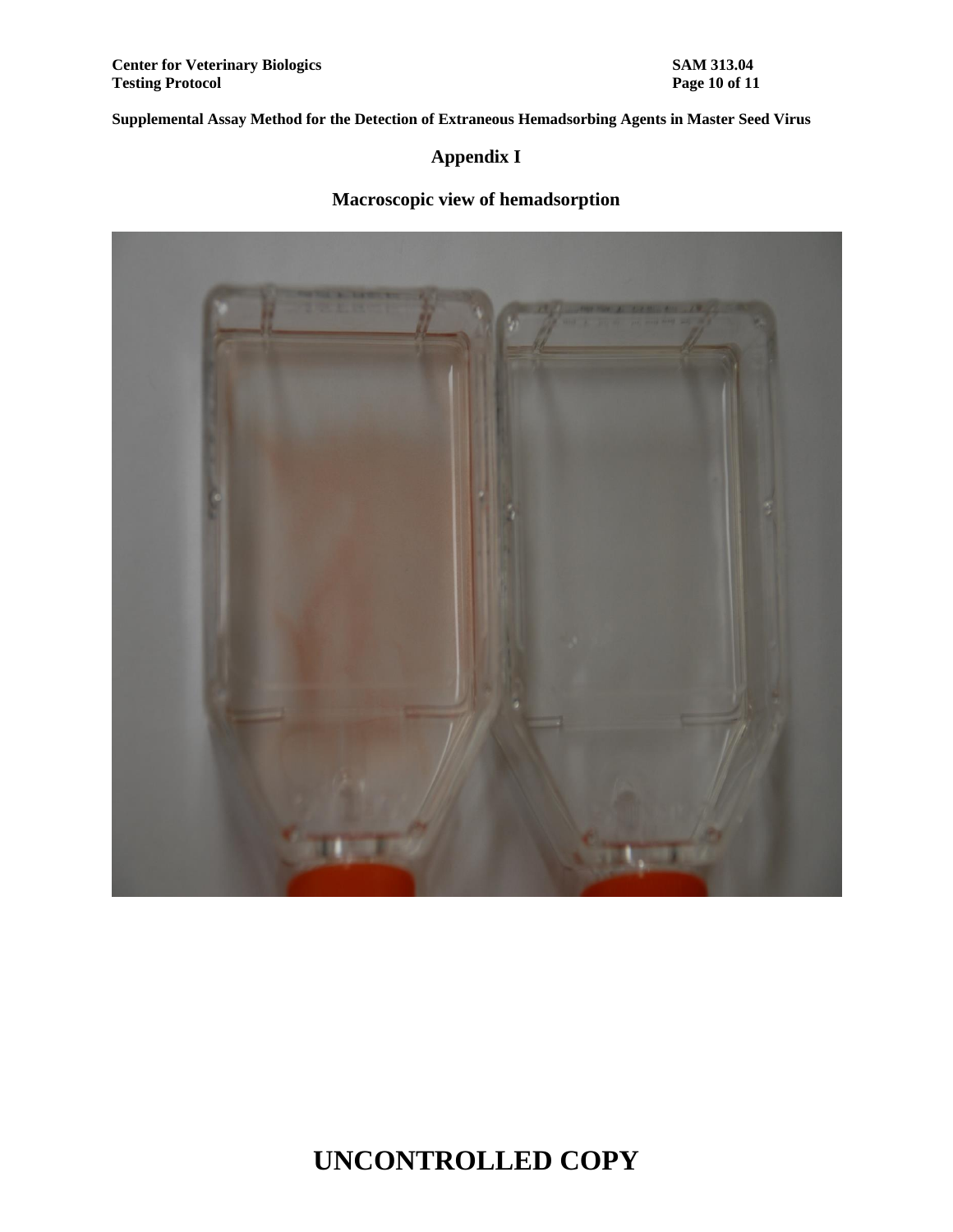# Appendix I

## Macroscopic view of hemadsorption

**UNCONTROLLED COPY**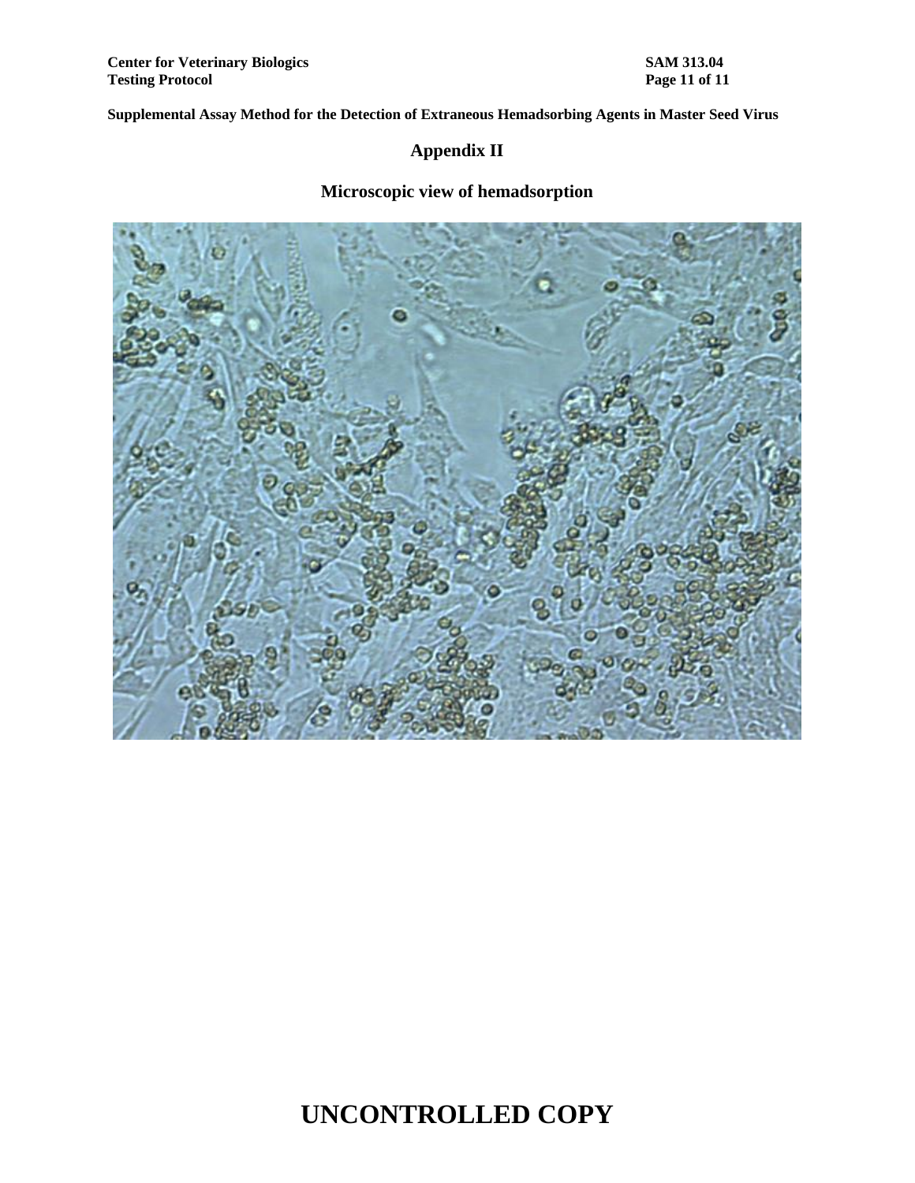## Appendix II

### Microscopic view of hemadsorption

UNCONTROLLED COPY